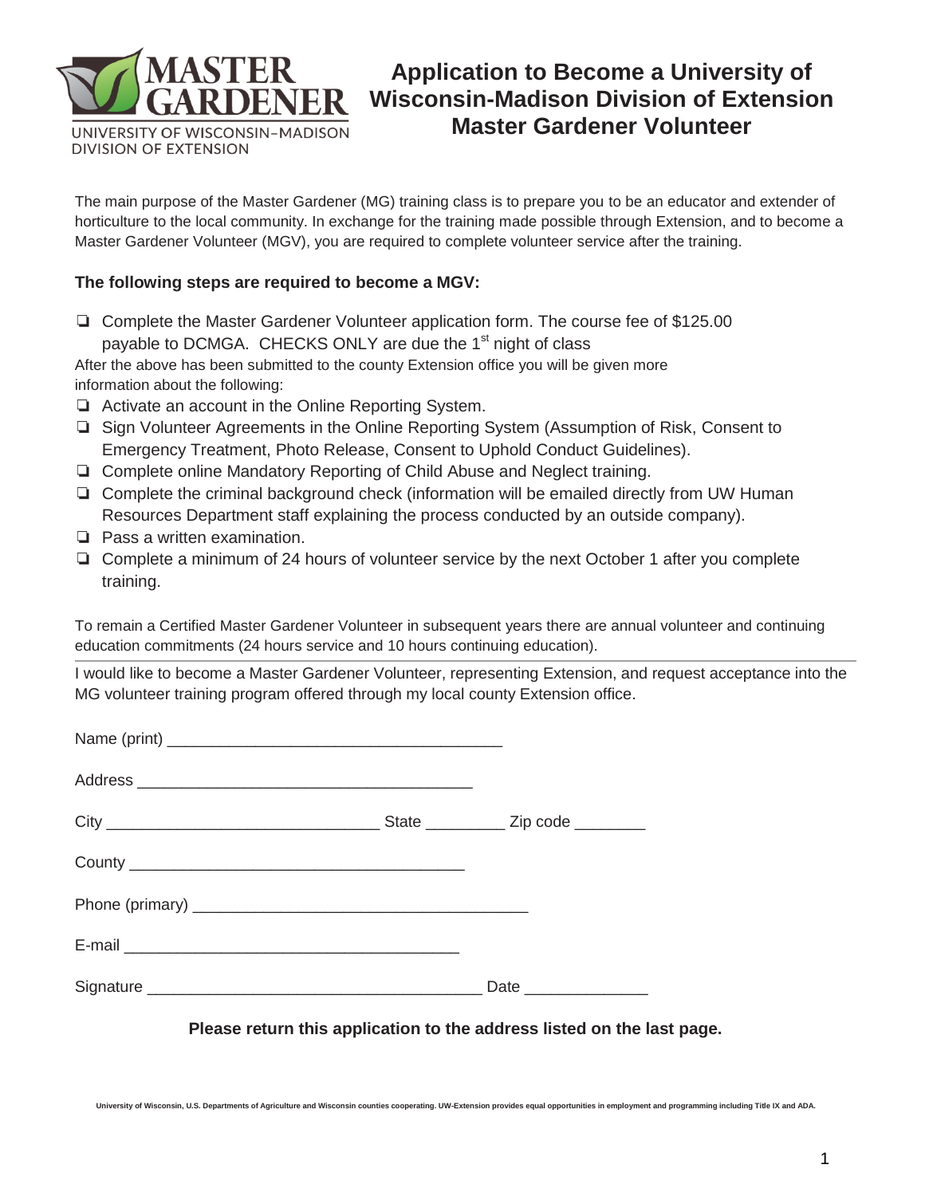MASTER GARDENER
UNIVERSITY OF WISCONSIN–MADISON
DIVISION OF EXTENSION

# Application to Become a University of Wisconsin-Madison Division of Extension Master Gardener Volunteer

The main purpose of the Master Gardener (MG) training class is to prepare you to be an educator and extender of horticulture to the local community. In exchange for the training made possible through Extension, and to become a Master Gardener Volunteer (MGV), you are required to complete volunteer service after the training.

**The following steps are required to become a MGV:**

- ❏ Complete the Master Gardener Volunteer application form. The course fee of $125.00 payable to DCMGA. CHECKS ONLY are due the 1st night of class

After the above has been submitted to the county Extension office you will be given more information about the following:

- ❏ Activate an account in the Online Reporting System.
- ❏ Sign Volunteer Agreements in the Online Reporting System (Assumption of Risk, Consent to Emergency Treatment, Photo Release, Consent to Uphold Conduct Guidelines).
- ❏ Complete online Mandatory Reporting of Child Abuse and Neglect training.
- ❏ Complete the criminal background check (information will be emailed directly from UW Human Resources Department staff explaining the process conducted by an outside company).
- ❏ Pass a written examination.
- ❏ Complete a minimum of 24 hours of volunteer service by the next October 1 after you complete training.

To remain a Certified Master Gardener Volunteer in subsequent years there are annual volunteer and continuing education commitments (24 hours service and 10 hours continuing education).

---

I would like to become a Master Gardener Volunteer, representing Extension, and request acceptance into the MG volunteer training program offered through my local county Extension office.

Name (print) ______________________________________

Address ______________________________________

City _______________________________ State _________ Zip code ________

County ______________________________________

Phone (primary) ______________________________________

E-mail ______________________________________

Signature ______________________________________ Date ______________

**Please return this application to the address listed on the last page.**

University of Wisconsin, U.S. Departments of Agriculture and Wisconsin counties cooperating. UW-Extension provides equal opportunities in employment and programming including Title IX and ADA.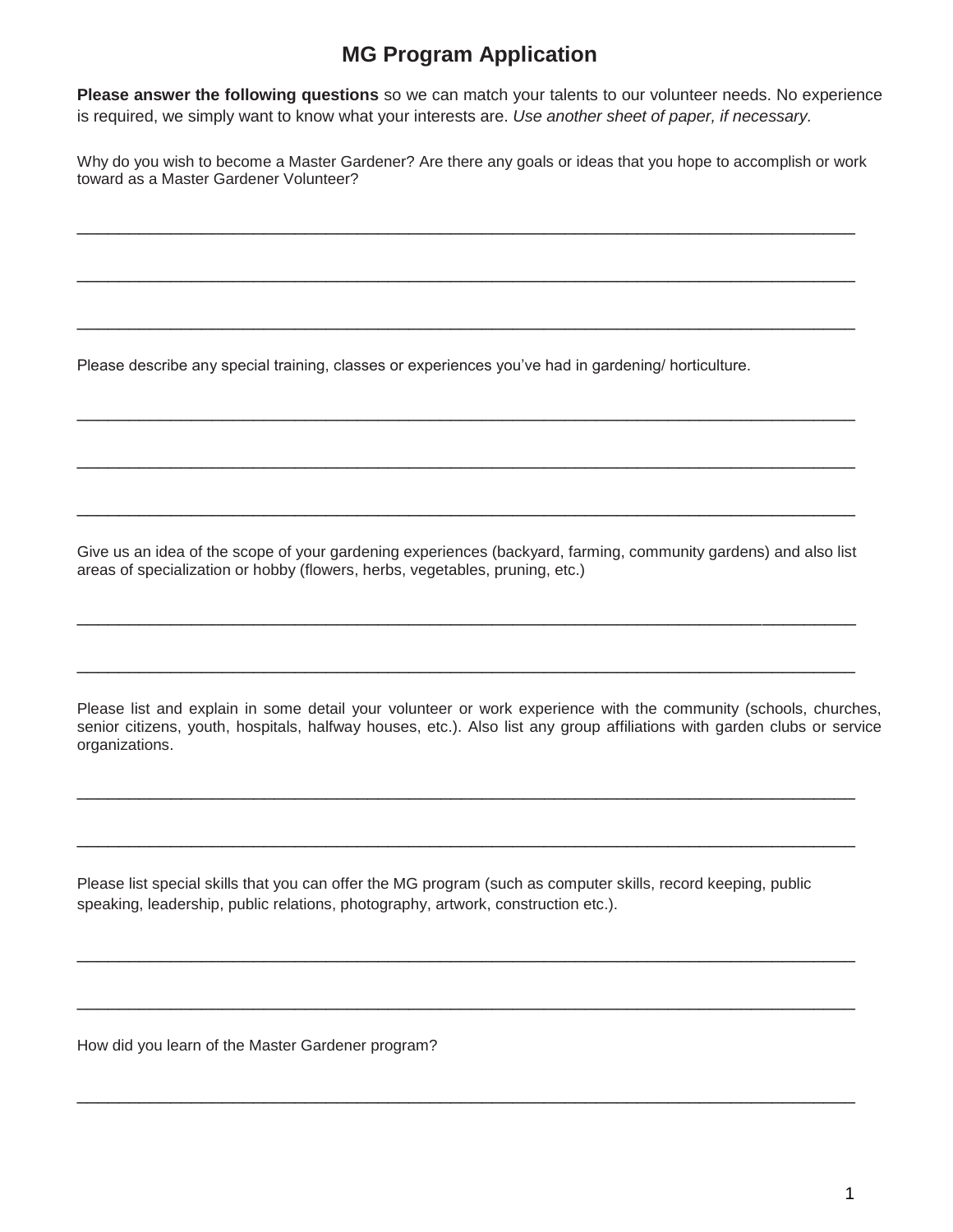# MG Program Application

**Please answer the following questions** so we can match your talents to our volunteer needs. No experience is required, we simply want to know what your interests are. *Use another sheet of paper, if necessary.*

Why do you wish to become a Master Gardener? Are there any goals or ideas that you hope to accomplish or work toward as a Master Gardener Volunteer?

______________________________________________________________________________________

______________________________________________________________________________________

______________________________________________________________________________________

Please describe any special training, classes or experiences you've had in gardening/ horticulture.

______________________________________________________________________________________

______________________________________________________________________________________

______________________________________________________________________________________

Give us an idea of the scope of your gardening experiences (backyard, farming, community gardens) and also list areas of specialization or hobby (flowers, herbs, vegetables, pruning, etc.)

______________________________________________________________________________________

______________________________________________________________________________________

Please list and explain in some detail your volunteer or work experience with the community (schools, churches, senior citizens, youth, hospitals, halfway houses, etc.). Also list any group affiliations with garden clubs or service organizations.

______________________________________________________________________________________

______________________________________________________________________________________

Please list special skills that you can offer the MG program (such as computer skills, record keeping, public speaking, leadership, public relations, photography, artwork, construction etc.).

______________________________________________________________________________________

______________________________________________________________________________________

How did you learn of the Master Gardener program?

______________________________________________________________________________________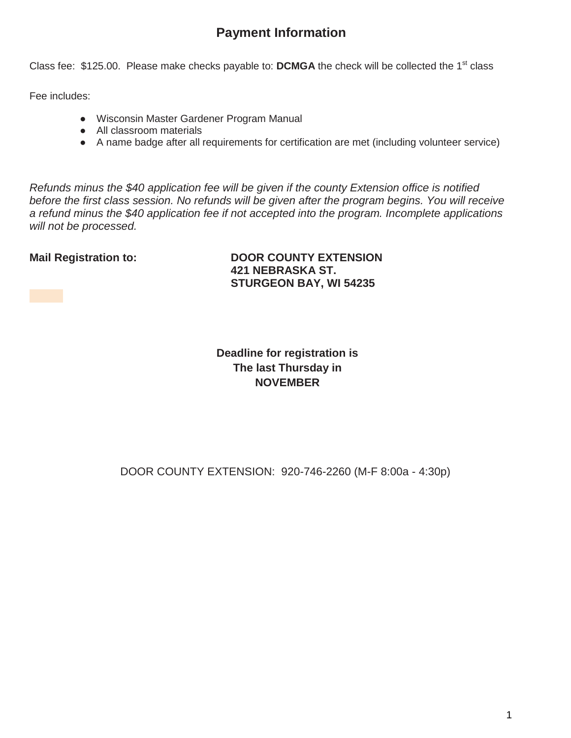# Payment Information

Class fee: $125.00. Please make checks payable to: **DCMGA** the check will be collected the 1st class

Fee includes:

- Wisconsin Master Gardener Program Manual
- All classroom materials
- A name badge after all requirements for certification are met (including volunteer service)

*Refunds minus the $40 application fee will be given if the county Extension office is notified before the first class session. No refunds will be given after the program begins. You will receive a refund minus the $40 application fee if not accepted into the program. Incomplete applications will not be processed.*

**Mail Registration to:**

**DOOR COUNTY EXTENSION**
**421 NEBRASKA ST.**
**STURGEON BAY, WI 54235**

**Deadline for registration is**
**The last Thursday in**
**NOVEMBER**

DOOR COUNTY EXTENSION: 920-746-2260 (M-F 8:00a - 4:30p)